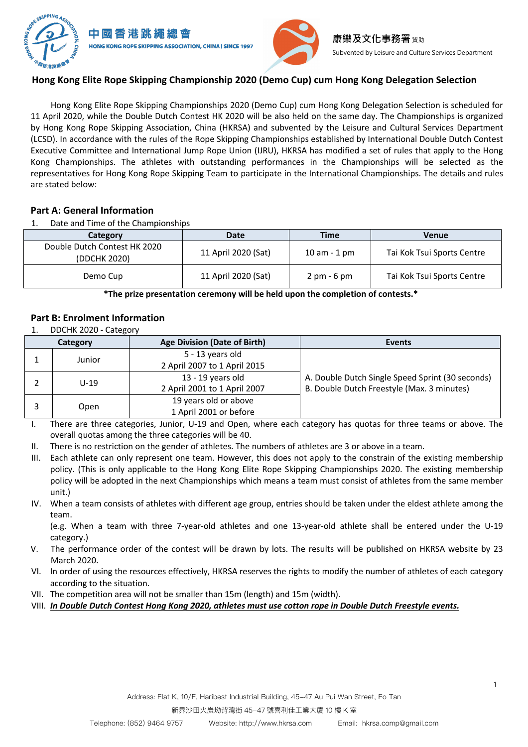中國香港跳繩總會
HONG KONG ROPE SKIPPING ASSOCIATION, CHINA | SINCE 1997

康樂及文化事務署 資助
Subvented by Leisure and Culture Services Department

# Hong Kong Elite Rope Skipping Championship 2020 (Demo Cup) cum Hong Kong Delegation Selection

Hong Kong Elite Rope Skipping Championships 2020 (Demo Cup) cum Hong Kong Delegation Selection is scheduled for 11 April 2020, while the Double Dutch Contest HK 2020 will be also held on the same day. The Championships is organized by Hong Kong Rope Skipping Association, China (HKRSA) and subvented by the Leisure and Cultural Servuces Department (LCSD). In accordance with the rules of the Rope Skipping Championships established by International Double Dutch Contest Executive Committee and International Jump Rope Union (IJRU), HKRSA has modified a set of rules that apply to the Hong Kong Championships. The athletes with outstanding performances in the Championships will be selected as the representatives for Hong Kong Rope Skipping Team to participate in the International Championships. The details and rules are stated below:

## Part A: General Information

1. Date and Time of the Championships

| Category | Date | Time | Venue |
|---|---|---|---|
| Double Dutch Contest HK 2020 (DDCHK 2020) | 11 April 2020 (Sat) | 10 am - 1 pm | Tai Kok Tsui Sports Centre |
| Demo Cup | 11 April 2020 (Sat) | 2 pm - 6 pm | Tai Kok Tsui Sports Centre |

**\*The prize presentation ceremony will be held upon the completion of contests.\***

## Part B: Enrolment Information

1. DDCHK 2020 - Category

| Category | | Age Division (Date of Birth) | Events |
|---|---|---|---|
| 1 | Junior | 5 - 13 years old<br>2 April 2007 to 1 April 2015 | A. Double Dutch Single Speed Sprint (30 seconds)<br>B. Double Dutch Freestyle (Max. 3 minutes) |
| 2 | U-19 | 13 - 19 years old<br>2 April 2001 to 1 April 2007 | |
| 3 | Open | 19 years old or above<br>1 April 2001 or before | |

I. There are three categories, Junior, U-19 and Open, where each category has quotas for three teams or above. The overall quotas among the three categories will be 40.

II. There is no restriction on the gender of athletes. The numbers of athletes are 3 or above in a team.

III. Each athlete can only represent one team. However, this does not apply to the constrain of the existing membership policy. (This is only applicable to the Hong Kong Elite Rope Skipping Championships 2020. The existing membership policy will be adopted in the next Championships which means a team must consist of athletes from the same member unit.)

IV. When a team consists of athletes with different age group, entries should be taken under the eldest athlete among the team.
(e.g. When a team with three 7-year-old athletes and one 13-year-old athlete shall be entered under the U-19 category.)

V. The performance order of the contest will be drawn by lots. The results will be published on HKRSA website by 23 March 2020.

VI. In order of using the resources effectively, HKRSA reserves the rights to modify the number of athletes of each category according to the situation.

VII. The competition area will not be smaller than 15m (length) and 15m (width).

VIII. ***In Double Dutch Contest Hong Kong 2020, athletes must use cotton rope in Double Dutch Freestyle events.***

Address: Flat K, 10/F, Haribest Industrial Building, 45–47 Au Pui Wan Street, Fo Tan
新界沙田火炭坳背灣街 45–47 號喜利佳工業大廈 10 樓 K 室
Telephone: (852) 9464 9757 Website: http://www.hkrsa.com Email: hkrsa.comp@gmail.com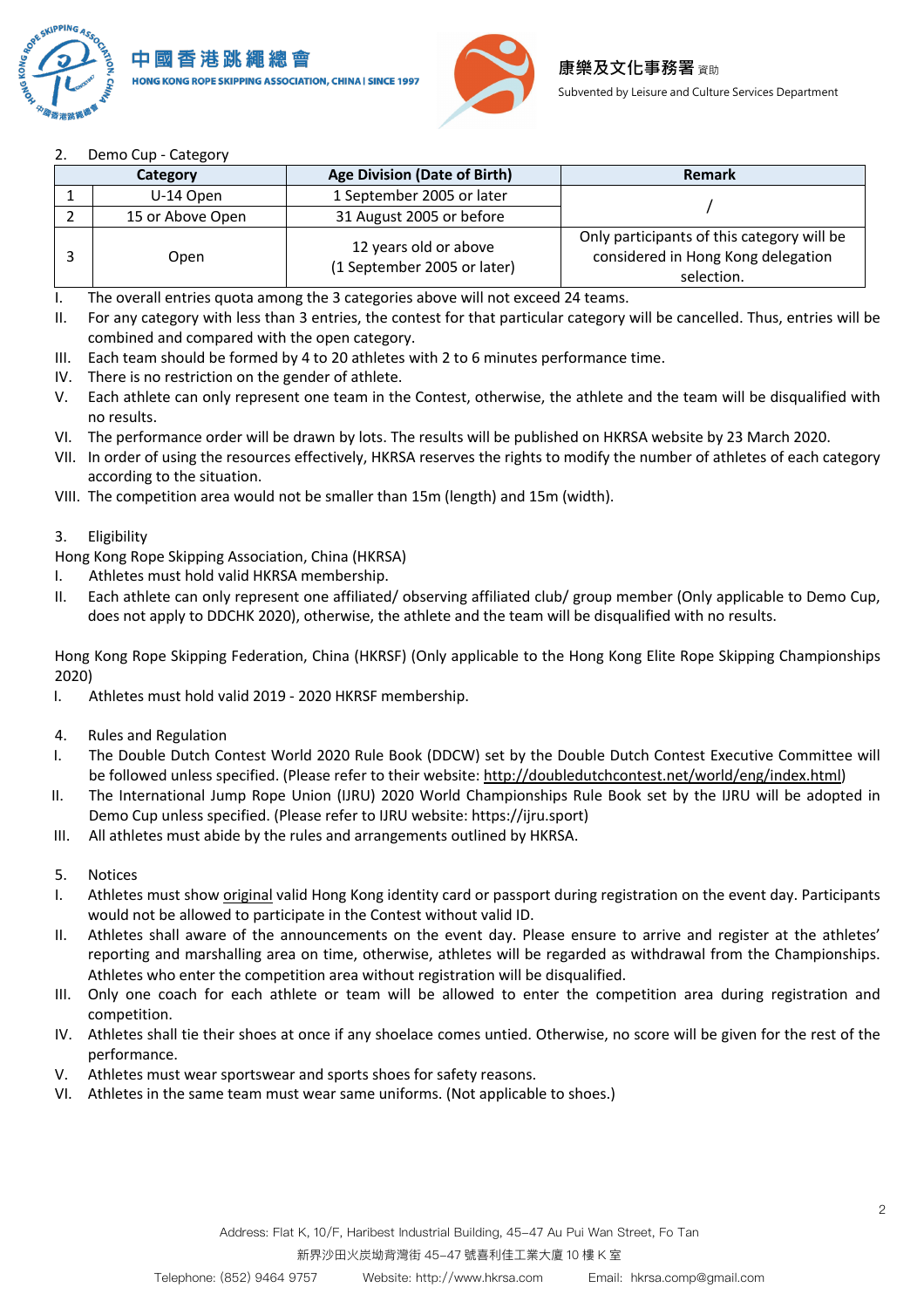2. Demo Cup - Category

| | Category | Age Division (Date of Birth) | Remark |
|---|---|---|---|
| 1 | U-14 Open | 1 September 2005 or later | / |
| 2 | 15 or Above Open | 31 August 2005 or before | |
| 3 | Open | 12 years old or above (1 September 2005 or later) | Only participants of this category will be considered in Hong Kong delegation selection. |

I. The overall entries quota among the 3 categories above will not exceed 24 teams.
II. For any category with less than 3 entries, the contest for that particular category will be cancelled. Thus, entries will be combined and compared with the open category.
III. Each team should be formed by 4 to 20 athletes with 2 to 6 minutes performance time.
IV. There is no restriction on the gender of athlete.
V. Each athlete can only represent one team in the Contest, otherwise, the athlete and the team will be disqualified with no results.
VI. The performance order will be drawn by lots. The results will be published on HKRSA website by 23 March 2020.
VII. In order of using the resources effectively, HKRSA reserves the rights to modify the number of athletes of each category according to the situation.
VIII. The competition area would not be smaller than 15m (length) and 15m (width).

3. Eligibility

Hong Kong Rope Skipping Association, China (HKRSA)

I. Athletes must hold valid HKRSA membership.
II. Each athlete can only represent one affiliated/ observing affiliated club/ group member (Only applicable to Demo Cup, does not apply to DDCHK 2020), otherwise, the athlete and the team will be disqualified with no results.

Hong Kong Rope Skipping Federation, China (HKRSF) (Only applicable to the Hong Kong Elite Rope Skipping Championships 2020)

I. Athletes must hold valid 2019 - 2020 HKRSF membership.

4. Rules and Regulation

I. The Double Dutch Contest World 2020 Rule Book (DDCW) set by the Double Dutch Contest Executive Committee will be followed unless specified. (Please refer to their website: http://doubledutchcontest.net/world/eng/index.html)
II. The International Jump Rope Union (IJRU) 2020 World Championships Rule Book set by the IJRU will be adopted in Demo Cup unless specified. (Please refer to IJRU website: https://ijru.sport)
III. All athletes must abide by the rules and arrangements outlined by HKRSA.

5. Notices

I. Athletes must show original valid Hong Kong identity card or passport during registration on the event day. Participants would not be allowed to participate in the Contest without valid ID.
II. Athletes shall aware of the announcements on the event day. Please ensure to arrive and register at the athletes' reporting and marshalling area on time, otherwise, athletes will be regarded as withdrawal from the Championships. Athletes who enter the competition area without registration will be disqualified.
III. Only one coach for each athlete or team will be allowed to enter the competition area during registration and competition.
IV. Athletes shall tie their shoes at once if any shoelace comes untied. Otherwise, no score will be given for the rest of the performance.
V. Athletes must wear sportswear and sports shoes for safety reasons.
VI. Athletes in the same team must wear same uniforms. (Not applicable to shoes.)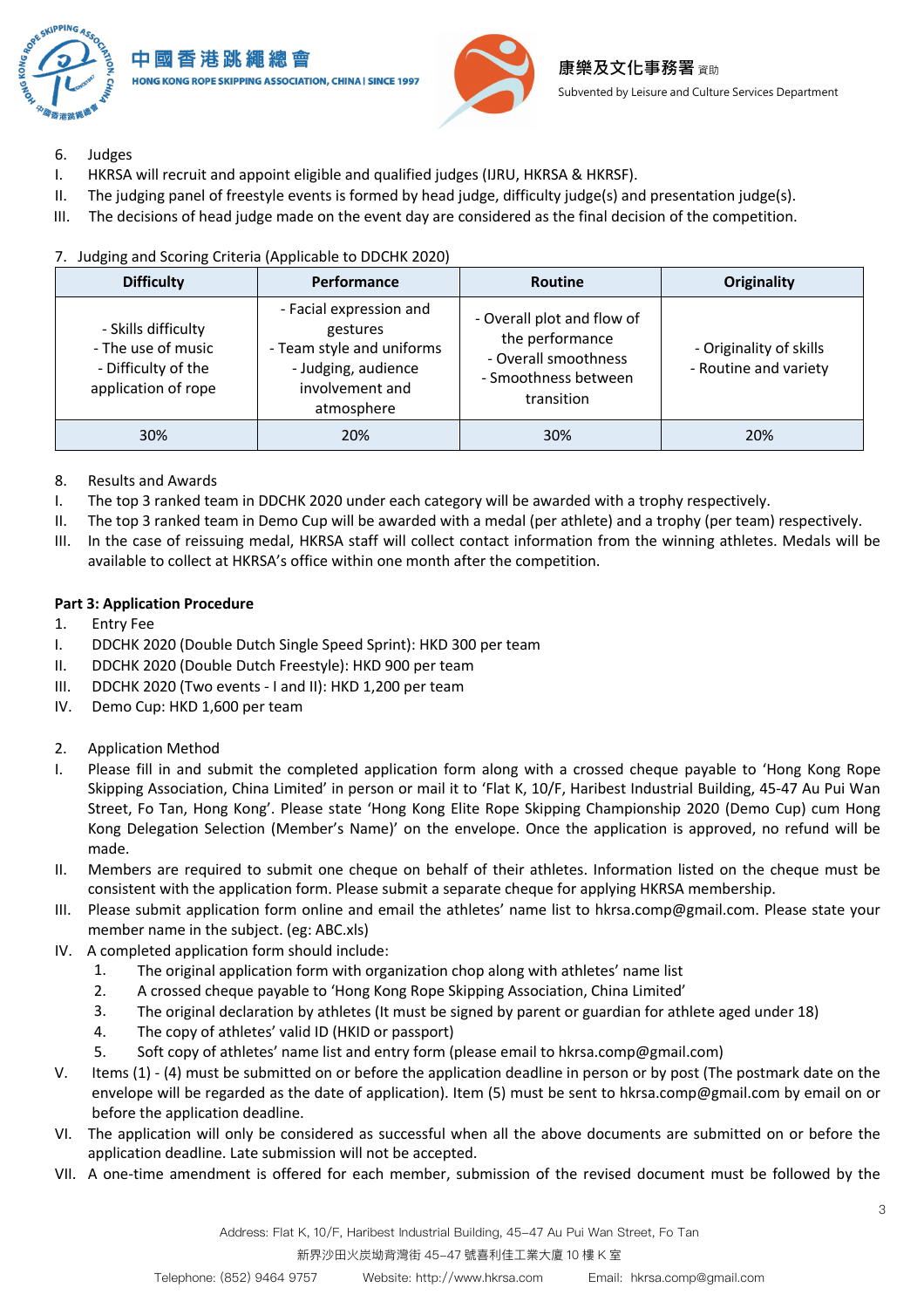6. Judges

I. HKRSA will recruit and appoint eligible and qualified judges (IJRU, HKRSA & HKRSF).

II. The judging panel of freestyle events is formed by head judge, difficulty judge(s) and presentation judge(s).

III. The decisions of head judge made on the event day are considered as the final decision of the competition.

7. Judging and Scoring Criteria (Applicable to DDCHK 2020)

| Difficulty | Performance | Routine | Originality |
|---|---|---|---|
| - Skills difficulty<br>- The use of music<br>- Difficulty of the application of rope | - Facial expression and gestures<br>- Team style and uniforms<br>- Judging, audience involvement and atmosphere | - Overall plot and flow of the performance<br>- Overall smoothness<br>- Smoothness between transition | - Originality of skills<br>- Routine and variety |
| 30% | 20% | 30% | 20% |

8. Results and Awards

I. The top 3 ranked team in DDCHK 2020 under each category will be awarded with a trophy respectively.

II. The top 3 ranked team in Demo Cup will be awarded with a medal (per athlete) and a trophy (per team) respectively.

III. In the case of reissuing medal, HKRSA staff will collect contact information from the winning athletes. Medals will be available to collect at HKRSA's office within one month after the competition.

**Part 3: Application Procedure**

1. Entry Fee

I. DDCHK 2020 (Double Dutch Single Speed Sprint): HKD 300 per team

II. DDCHK 2020 (Double Dutch Freestyle): HKD 900 per team

III. DDCHK 2020 (Two events - I and II): HKD 1,200 per team

IV. Demo Cup: HKD 1,600 per team

2. Application Method

I. Please fill in and submit the completed application form along with a crossed cheque payable to 'Hong Kong Rope Skipping Association, China Limited' in person or mail it to 'Flat K, 10/F, Haribest Industrial Building, 45-47 Au Pui Wan Street, Fo Tan, Hong Kong'. Please state 'Hong Kong Elite Rope Skipping Championship 2020 (Demo Cup) cum Hong Kong Delegation Selection (Member's Name)' on the envelope. Once the application is approved, no refund will be made.

II. Members are required to submit one cheque on behalf of their athletes. Information listed on the cheque must be consistent with the application form. Please submit a separate cheque for applying HKRSA membership.

III. Please submit application form online and email the athletes' name list to hkrsa.comp@gmail.com. Please state your member name in the subject. (eg: ABC.xls)

IV. A completed application form should include:
   1. The original application form with organization chop along with athletes' name list
   2. A crossed cheque payable to 'Hong Kong Rope Skipping Association, China Limited'
   3. The original declaration by athletes (It must be signed by parent or guardian for athlete aged under 18)
   4. The copy of athletes' valid ID (HKID or passport)
   5. Soft copy of athletes' name list and entry form (please email to hkrsa.comp@gmail.com)

V. Items (1) - (4) must be submitted on or before the application deadline in person or by post (The postmark date on the envelope will be regarded as the date of application). Item (5) must be sent to hkrsa.comp@gmail.com by email on or before the application deadline.

VI. The application will only be considered as successful when all the above documents are submitted on or before the application deadline. Late submission will not be accepted.

VII. A one-time amendment is offered for each member, submission of the revised document must be followed by the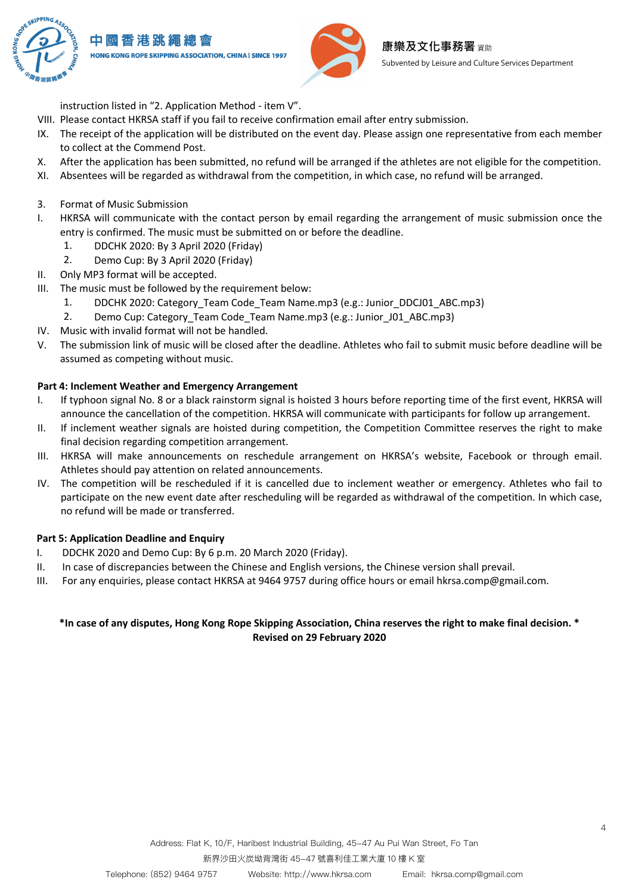instruction listed in "2. Application Method - item V".

VIII. Please contact HKRSA staff if you fail to receive confirmation email after entry submission.

IX. The receipt of the application will be distributed on the event day. Please assign one representative from each member to collect at the Commend Post.

X. After the application has been submitted, no refund will be arranged if the athletes are not eligible for the competition.

XI. Absentees will be regarded as withdrawal from the competition, in which case, no refund will be arranged.

3. Format of Music Submission

I. HKRSA will communicate with the contact person by email regarding the arrangement of music submission once the entry is confirmed. The music must be submitted on or before the deadline.
   1. DDCHK 2020: By 3 April 2020 (Friday)
   2. Demo Cup: By 3 April 2020 (Friday)

II. Only MP3 format will be accepted.

III. The music must be followed by the requirement below:
   1. DDCHK 2020: Category_Team Code_Team Name.mp3 (e.g.: Junior_DDCJ01_ABC.mp3)
   2. Demo Cup: Category_Team Code_Team Name.mp3 (e.g.: Junior_J01_ABC.mp3)

IV. Music with invalid format will not be handled.

V. The submission link of music will be closed after the deadline. Athletes who fail to submit music before deadline will be assumed as competing without music.

**Part 4: Inclement Weather and Emergency Arrangement**

I. If typhoon signal No. 8 or a black rainstorm signal is hoisted 3 hours before reporting time of the first event, HKRSA will announce the cancellation of the competition. HKRSA will communicate with participants for follow up arrangement.

II. If inclement weather signals are hoisted during competition, the Competition Committee reserves the right to make final decision regarding competition arrangement.

III. HKRSA will make announcements on reschedule arrangement on HKRSA's website, Facebook or through email. Athletes should pay attention on related announcements.

IV. The competition will be rescheduled if it is cancelled due to inclement weather or emergency. Athletes who fail to participate on the new event date after rescheduling will be regarded as withdrawal of the competition. In which case, no refund will be made or transferred.

**Part 5: Application Deadline and Enquiry**

I. DDCHK 2020 and Demo Cup: By 6 p.m. 20 March 2020 (Friday).

II. In case of discrepancies between the Chinese and English versions, the Chinese version shall prevail.

III. For any enquiries, please contact HKRSA at 9464 9757 during office hours or email hkrsa.comp@gmail.com.

**\*In case of any disputes, Hong Kong Rope Skipping Association, China reserves the right to make final decision. \***

**Revised on 29 February 2020**